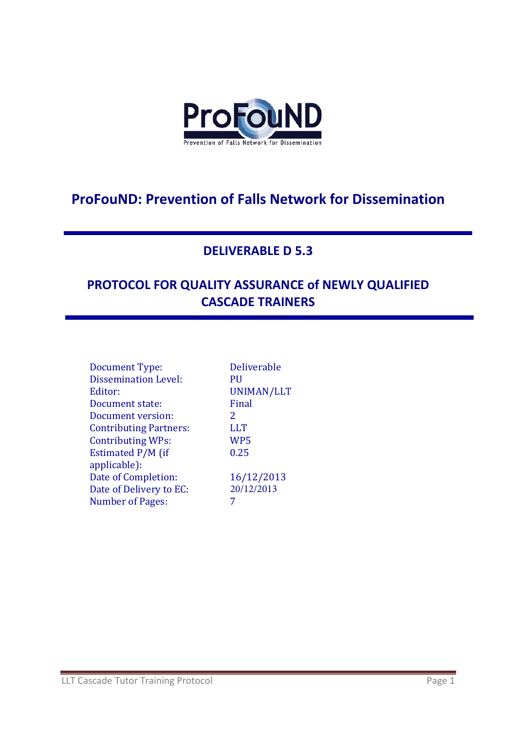# ProFouND: Prevention of Falls Network for Dissemination

## DELIVERABLE D 5.3

## PROTOCOL FOR QUALITY ASSURANCE of NEWLY QUALIFIED CASCADE TRAINERS

| | |
|---|---|
| Document Type: | Deliverable |
| Dissemination Level: | PU |
| Editor: | UNIMAN/LLT |
| Document state: | Final |
| Document version: | 2 |
| Contributing Partners: | LLT |
| Contributing WPs: | WP5 |
| Estimated P/M (if applicable): | 0.25 |
| Date of Completion: | 16/12/2013 |
| Date of Delivery to EC: | 20/12/2013 |
| Number of Pages: | 7 |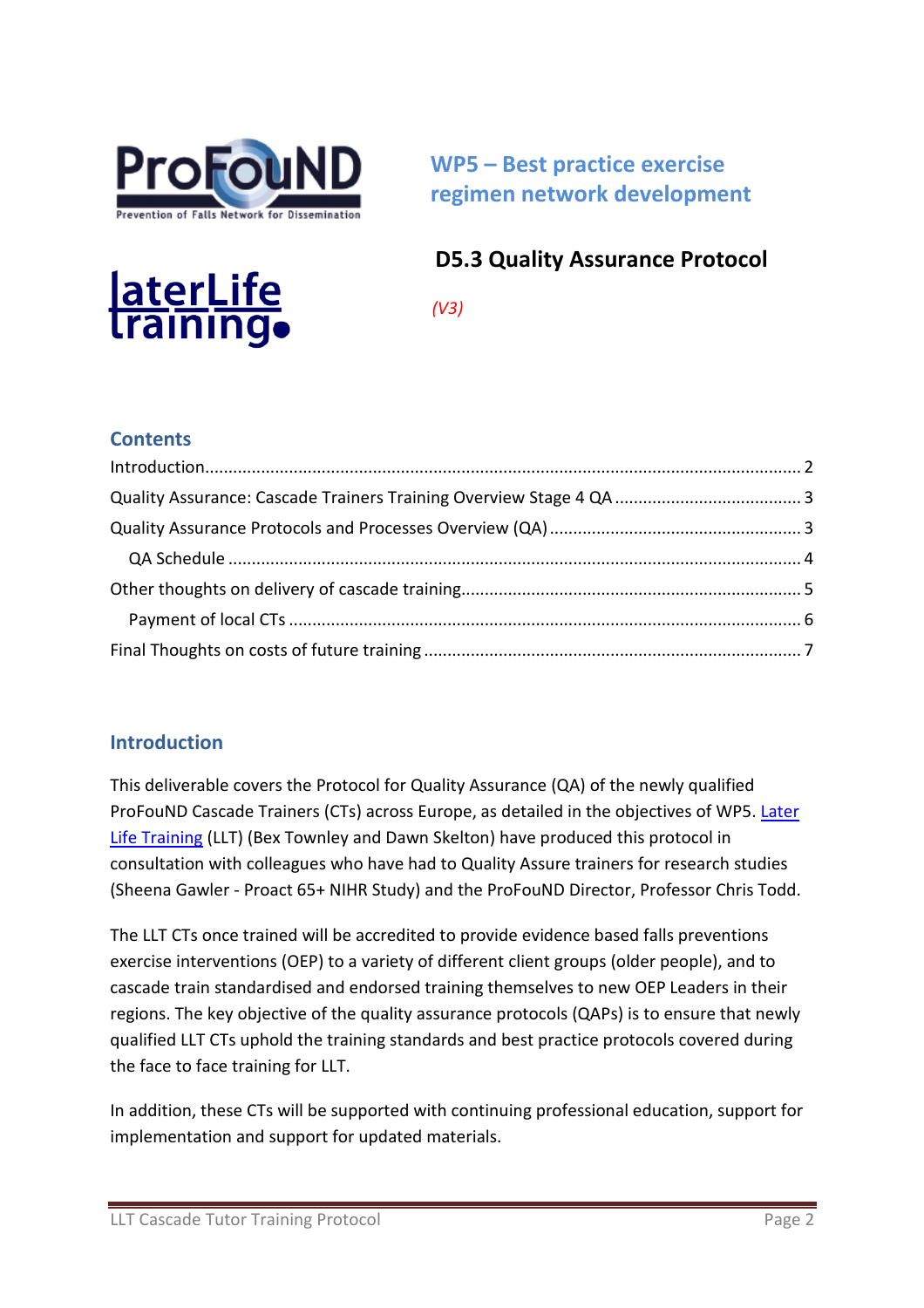**WP5 – Best practice exercise regimen network development**

# D5.3 Quality Assurance Protocol

*(V3)*

## Contents

Introduction........................................................................................................................... 2

Quality Assurance: Cascade Trainers Training Overview Stage 4 QA ....................................... 3

Quality Assurance Protocols and Processes Overview (QA) ..................................................... 3

QA Schedule ........................................................................................................................ 4

Other thoughts on delivery of cascade training........................................................................ 5

Payment of local CTs ........................................................................................................... 6

Final Thoughts on costs of future training ................................................................................ 7

## Introduction

This deliverable covers the Protocol for Quality Assurance (QA) of the newly qualified ProFouND Cascade Trainers (CTs) across Europe, as detailed in the objectives of WP5. Later Life Training (LLT) (Bex Townley and Dawn Skelton) have produced this protocol in consultation with colleagues who have had to Quality Assure trainers for research studies (Sheena Gawler - Proact 65+ NIHR Study) and the ProFouND Director, Professor Chris Todd.

The LLT CTs once trained will be accredited to provide evidence based falls preventions exercise interventions (OEP) to a variety of different client groups (older people), and to cascade train standardised and endorsed training themselves to new OEP Leaders in their regions. The key objective of the quality assurance protocols (QAPs) is to ensure that newly qualified LLT CTs uphold the training standards and best practice protocols covered during the face to face training for LLT.

In addition, these CTs will be supported with continuing professional education, support for implementation and support for updated materials.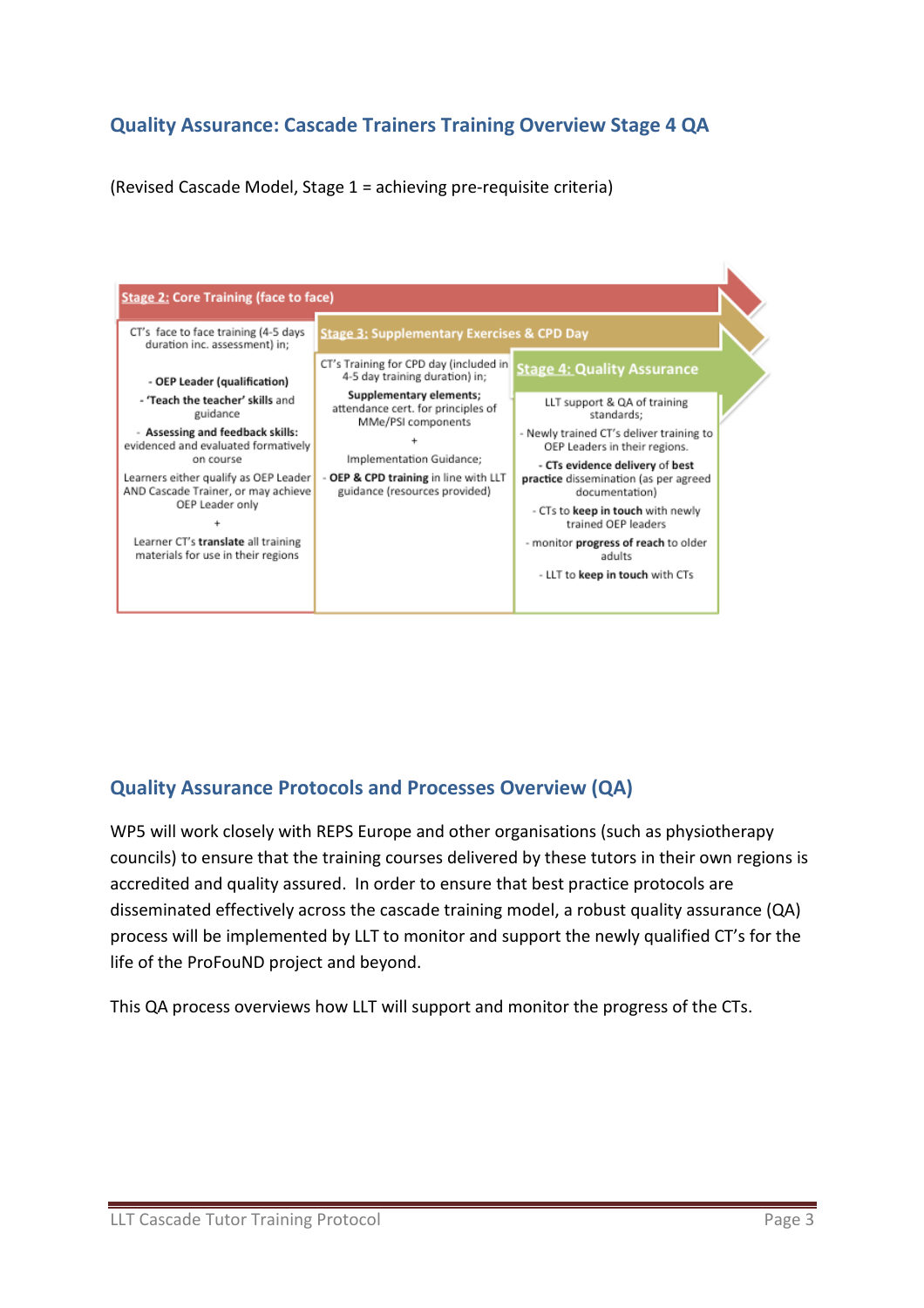## Quality Assurance: Cascade Trainers Training Overview Stage 4 QA

(Revised Cascade Model, Stage 1 = achieving pre-requisite criteria)

| Stage 2: Core Training (face to face) | Stage 3: Supplementary Exercises & CPD Day | Stage 4: Quality Assurance |
|---|---|---|
| CT's face to face training (4-5 days duration inc. assessment) in;<br><br>- **OEP Leader (qualification)**<br>- **'Teach the teacher'** skills and guidance<br>- **Assessing and feedback skills:** evidenced and evaluated formatively on course<br><br>Learners either qualify as OEP Leader AND Cascade Trainer, or may achieve OEP Leader only<br><br>+<br><br>Learner CT's **translate** all training materials for use in their regions | CT's Training for CPD day (included in 4-5 day training duration) in;<br><br>**Supplementary elements;** attendance cert. for principles of MMe/PSI components<br><br>+<br><br>Implementation Guidance;<br><br>- **OEP & CPD training** in line with LLT guidance (resources provided) | LLT support & QA of training standards;<br><br>- Newly trained CT's deliver training to OEP Leaders in their regions.<br>- **CTs evidence delivery** of **best practice** dissemination (as per agreed documentation)<br>- CTs to **keep in touch** with newly trained OEP leaders<br>- monitor **progress of reach** to older adults<br>- LLT to **keep in touch** with CTs |

## Quality Assurance Protocols and Processes Overview (QA)

WP5 will work closely with REPS Europe and other organisations (such as physiotherapy councils) to ensure that the training courses delivered by these tutors in their own regions is accredited and quality assured. In order to ensure that best practice protocols are disseminated effectively across the cascade training model, a robust quality assurance (QA) process will be implemented by LLT to monitor and support the newly qualified CT's for the life of the ProFouND project and beyond.

This QA process overviews how LLT will support and monitor the progress of the CTs.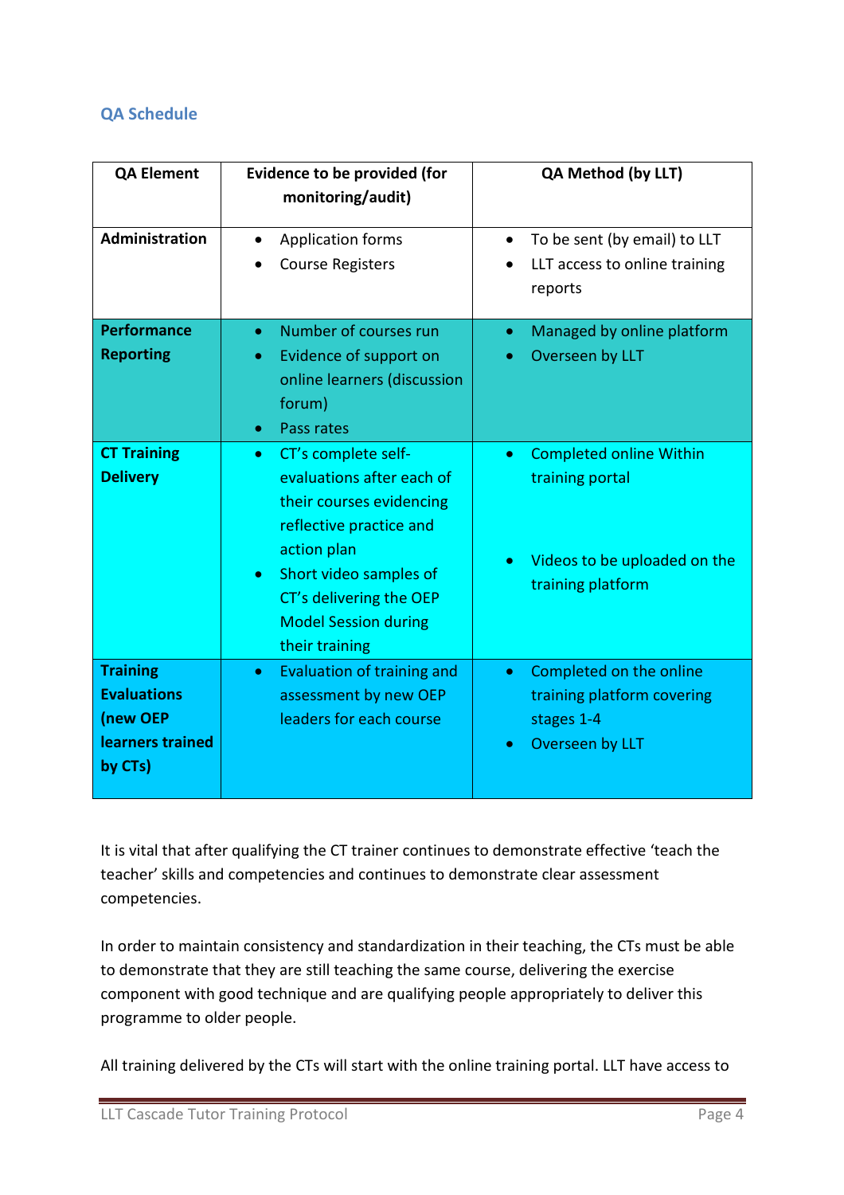## QA Schedule

| QA Element | Evidence to be provided (for monitoring/audit) | QA Method (by LLT) |
|---|---|---|
| **Administration** | • Application forms<br>• Course Registers | • To be sent (by email) to LLT<br>• LLT access to online training reports |
| **Performance Reporting** | • Number of courses run<br>• Evidence of support on online learners (discussion forum)<br>• Pass rates | • Managed by online platform<br>• Overseen by LLT |
| **CT Training Delivery** | • CT's complete self-evaluations after each of their courses evidencing reflective practice and action plan<br>• Short video samples of CT's delivering the OEP Model Session during their training | • Completed online Within training portal<br>• Videos to be uploaded on the training platform |
| **Training Evaluations (new OEP learners trained by CTs)** | • Evaluation of training and assessment by new OEP leaders for each course | • Completed on the online training platform covering stages 1-4<br>• Overseen by LLT |

It is vital that after qualifying the CT trainer continues to demonstrate effective 'teach the teacher' skills and competencies and continues to demonstrate clear assessment competencies.

In order to maintain consistency and standardization in their teaching, the CTs must be able to demonstrate that they are still teaching the same course, delivering the exercise component with good technique and are qualifying people appropriately to deliver this programme to older people.

All training delivered by the CTs will start with the online training portal. LLT have access to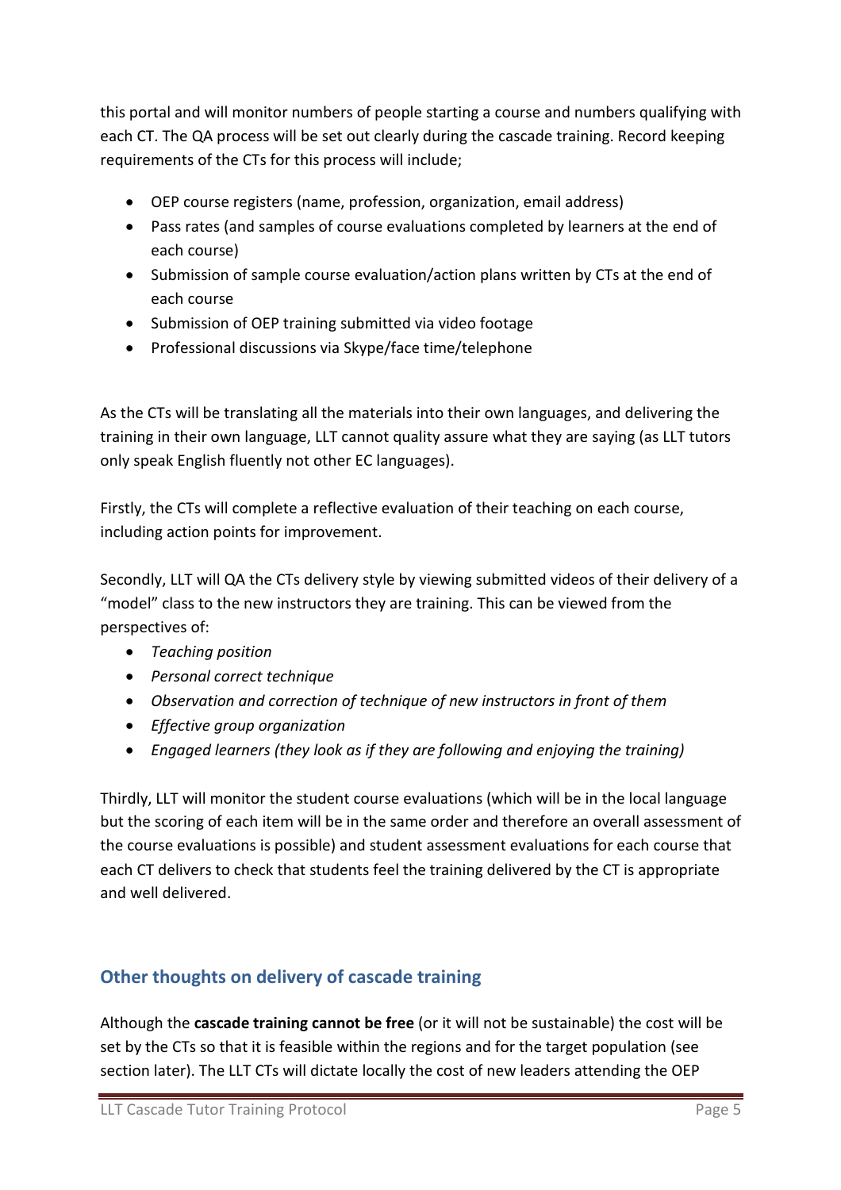this portal and will monitor numbers of people starting a course and numbers qualifying with each CT. The QA process will be set out clearly during the cascade training. Record keeping requirements of the CTs for this process will include;

- OEP course registers (name, profession, organization, email address)
- Pass rates (and samples of course evaluations completed by learners at the end of each course)
- Submission of sample course evaluation/action plans written by CTs at the end of each course
- Submission of OEP training submitted via video footage
- Professional discussions via Skype/face time/telephone

As the CTs will be translating all the materials into their own languages, and delivering the training in their own language, LLT cannot quality assure what they are saying (as LLT tutors only speak English fluently not other EC languages).

Firstly, the CTs will complete a reflective evaluation of their teaching on each course, including action points for improvement.

Secondly, LLT will QA the CTs delivery style by viewing submitted videos of their delivery of a "model" class to the new instructors they are training. This can be viewed from the perspectives of:

- *Teaching position*
- *Personal correct technique*
- *Observation and correction of technique of new instructors in front of them*
- *Effective group organization*
- *Engaged learners (they look as if they are following and enjoying the training)*

Thirdly, LLT will monitor the student course evaluations (which will be in the local language but the scoring of each item will be in the same order and therefore an overall assessment of the course evaluations is possible) and student assessment evaluations for each course that each CT delivers to check that students feel the training delivered by the CT is appropriate and well delivered.

## Other thoughts on delivery of cascade training

Although the **cascade training cannot be free** (or it will not be sustainable) the cost will be set by the CTs so that it is feasible within the regions and for the target population (see section later). The LLT CTs will dictate locally the cost of new leaders attending the OEP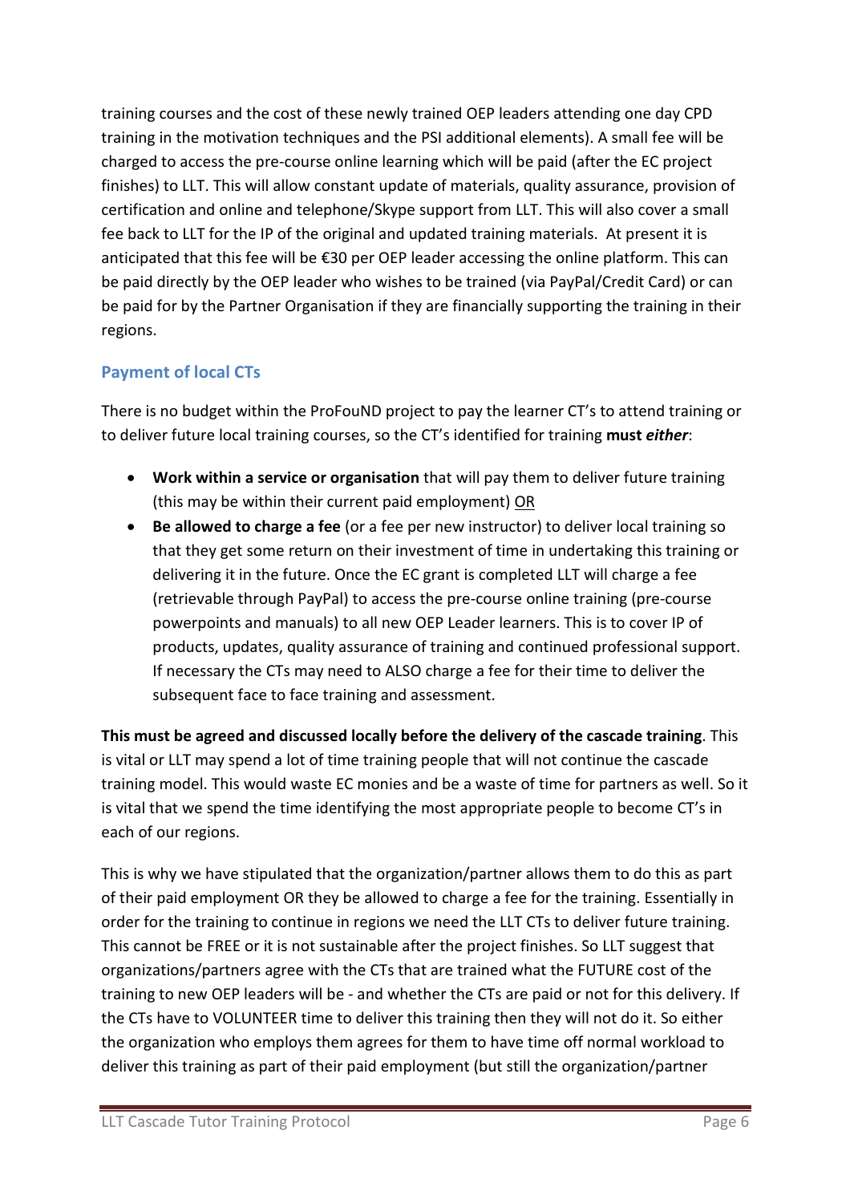training courses and the cost of these newly trained OEP leaders attending one day CPD training in the motivation techniques and the PSI additional elements). A small fee will be charged to access the pre-course online learning which will be paid (after the EC project finishes) to LLT. This will allow constant update of materials, quality assurance, provision of certification and online and telephone/Skype support from LLT. This will also cover a small fee back to LLT for the IP of the original and updated training materials. At present it is anticipated that this fee will be €30 per OEP leader accessing the online platform. This can be paid directly by the OEP leader who wishes to be trained (via PayPal/Credit Card) or can be paid for by the Partner Organisation if they are financially supporting the training in their regions.

### Payment of local CTs

There is no budget within the ProFouND project to pay the learner CT's to attend training or to deliver future local training courses, so the CT's identified for training **must *either***:

- **Work within a service or organisation** that will pay them to deliver future training (this may be within their current paid employment) <u>OR</u>
- **Be allowed to charge a fee** (or a fee per new instructor) to deliver local training so that they get some return on their investment of time in undertaking this training or delivering it in the future. Once the EC grant is completed LLT will charge a fee (retrievable through PayPal) to access the pre-course online training (pre-course powerpoints and manuals) to all new OEP Leader learners. This is to cover IP of products, updates, quality assurance of training and continued professional support. If necessary the CTs may need to ALSO charge a fee for their time to deliver the subsequent face to face training and assessment.

**This must be agreed and discussed locally before the delivery of the cascade training**. This is vital or LLT may spend a lot of time training people that will not continue the cascade training model. This would waste EC monies and be a waste of time for partners as well. So it is vital that we spend the time identifying the most appropriate people to become CT's in each of our regions.

This is why we have stipulated that the organization/partner allows them to do this as part of their paid employment OR they be allowed to charge a fee for the training. Essentially in order for the training to continue in regions we need the LLT CTs to deliver future training. This cannot be FREE or it is not sustainable after the project finishes. So LLT suggest that organizations/partners agree with the CTs that are trained what the FUTURE cost of the training to new OEP leaders will be - and whether the CTs are paid or not for this delivery. If the CTs have to VOLUNTEER time to deliver this training then they will not do it. So either the organization who employs them agrees for them to have time off normal workload to deliver this training as part of their paid employment (but still the organization/partner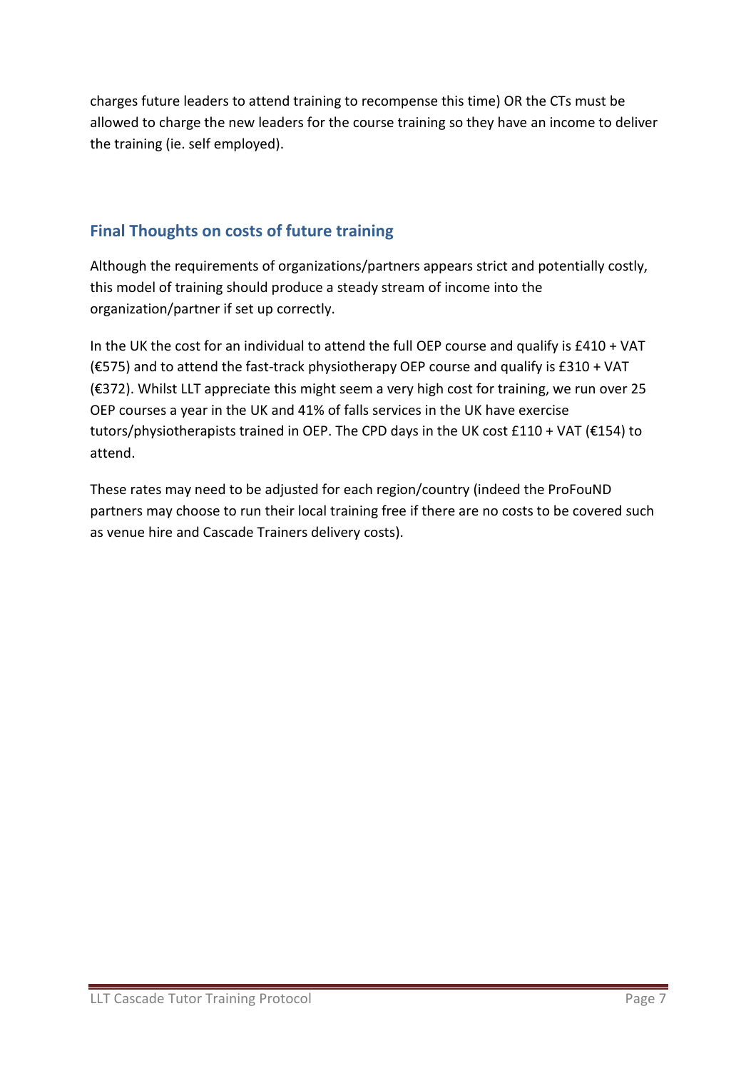charges future leaders to attend training to recompense this time) OR the CTs must be allowed to charge the new leaders for the course training so they have an income to deliver the training (ie. self employed).

## Final Thoughts on costs of future training

Although the requirements of organizations/partners appears strict and potentially costly, this model of training should produce a steady stream of income into the organization/partner if set up correctly.

In the UK the cost for an individual to attend the full OEP course and qualify is £410 + VAT (€575) and to attend the fast-track physiotherapy OEP course and qualify is £310 + VAT (€372). Whilst LLT appreciate this might seem a very high cost for training, we run over 25 OEP courses a year in the UK and 41% of falls services in the UK have exercise tutors/physiotherapists trained in OEP. The CPD days in the UK cost £110 + VAT (€154) to attend.

These rates may need to be adjusted for each region/country (indeed the ProFouND partners may choose to run their local training free if there are no costs to be covered such as venue hire and Cascade Trainers delivery costs).